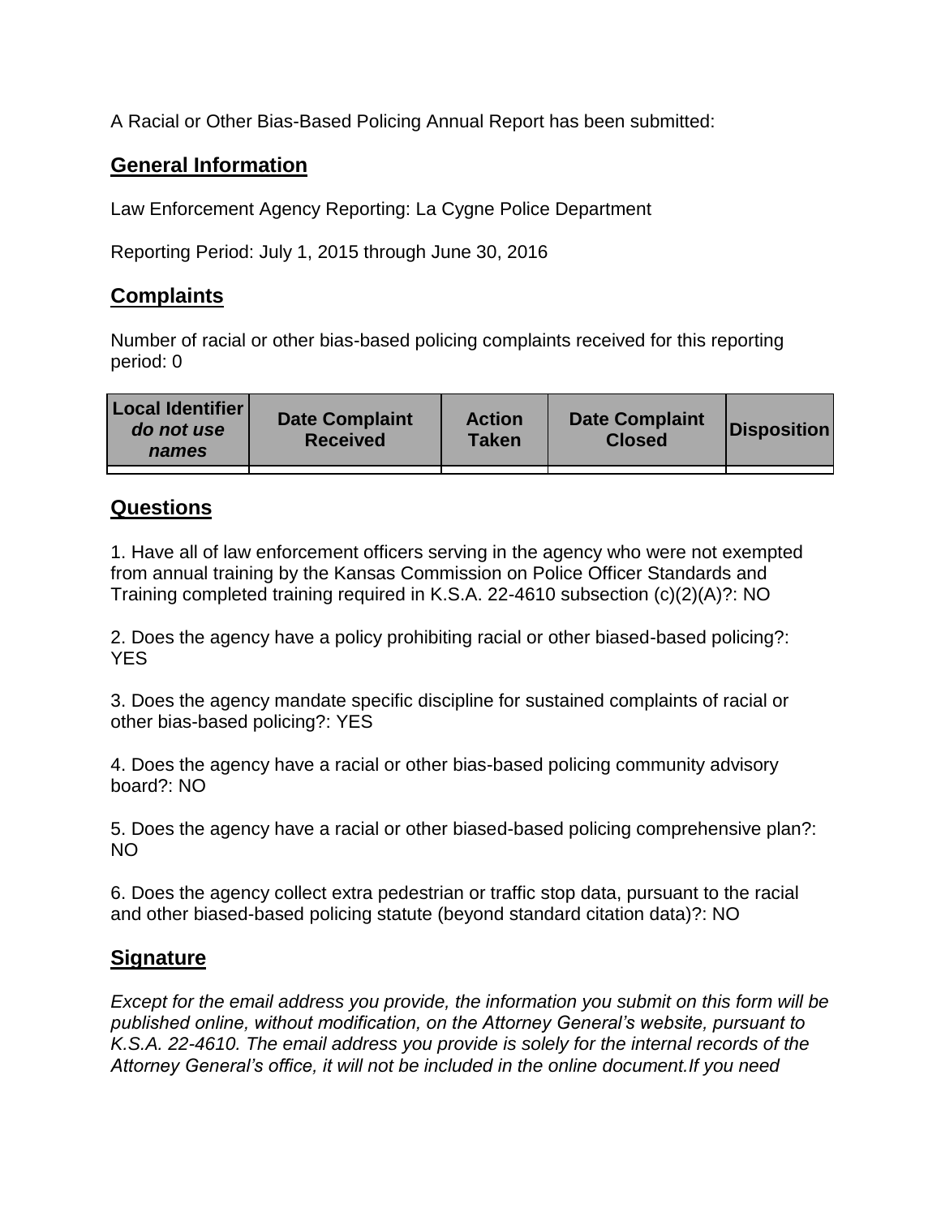A Racial or Other Bias-Based Policing Annual Report has been submitted:

## General Information

Law Enforcement Agency Reporting: La Cygne Police Department

Reporting Period: July 1, 2015 through June 30, 2016

## Complaints

Number of racial or other bias-based policing complaints received for this reporting period: 0

| Local Identifier *do not use names* | Date Complaint Received | Action Taken | Date Complaint Closed | Disposition |
|---|---|---|---|---|
| | | | | |

## Questions

1. Have all of law enforcement officers serving in the agency who were not exempted from annual training by the Kansas Commission on Police Officer Standards and Training completed training required in K.S.A. 22-4610 subsection (c)(2)(A)?: NO

2. Does the agency have a policy prohibiting racial or other biased-based policing?: YES

3. Does the agency mandate specific discipline for sustained complaints of racial or other bias-based policing?: YES

4. Does the agency have a racial or other bias-based policing community advisory board?: NO

5. Does the agency have a racial or other biased-based policing comprehensive plan?: NO

6. Does the agency collect extra pedestrian or traffic stop data, pursuant to the racial and other biased-based policing statute (beyond standard citation data)?: NO

## Signature

*Except for the email address you provide, the information you submit on this form will be published online, without modification, on the Attorney General's website, pursuant to K.S.A. 22-4610. The email address you provide is solely for the internal records of the Attorney General's office, it will not be included in the online document.If you need*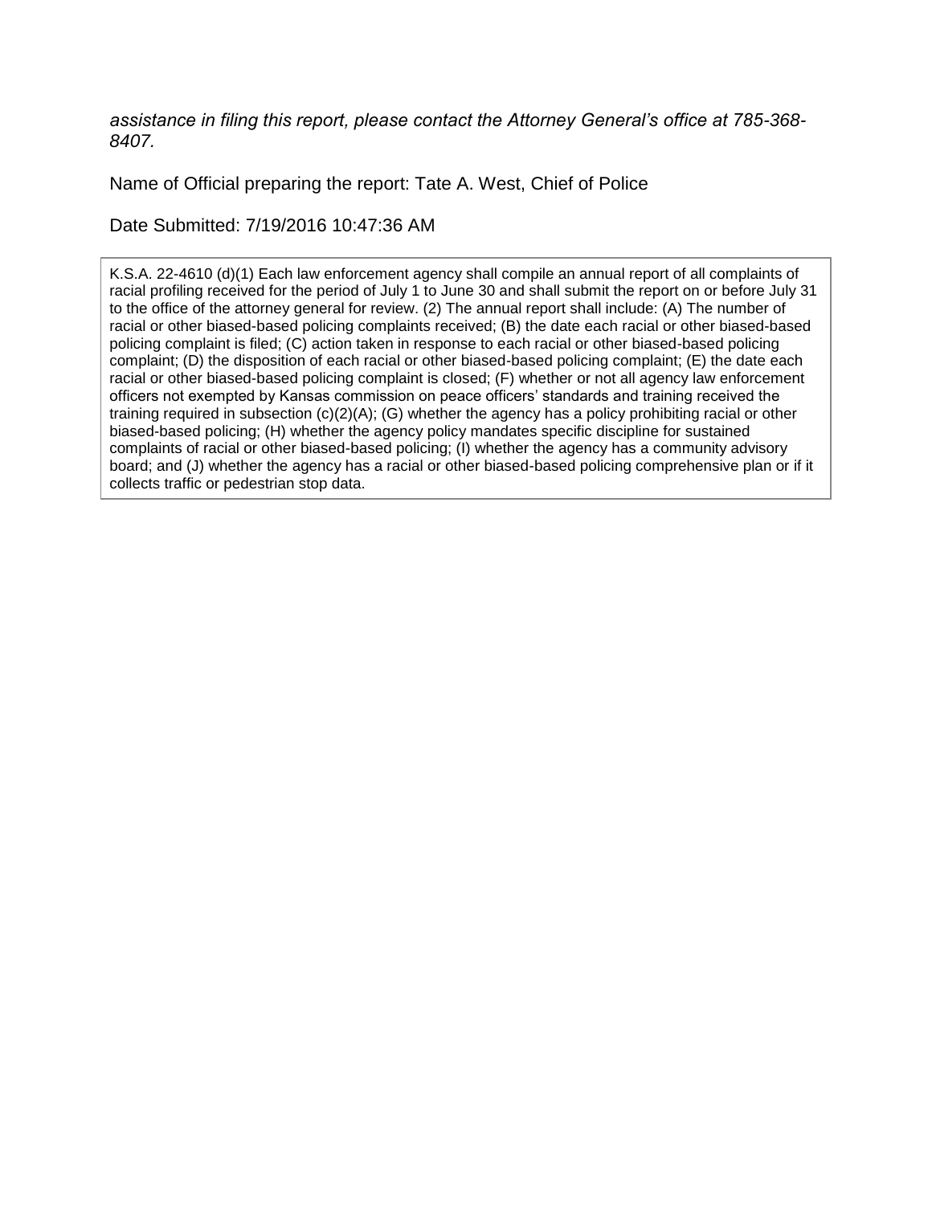*assistance in filing this report, please contact the Attorney General's office at 785-368-8407.*

Name of Official preparing the report: Tate A. West, Chief of Police

Date Submitted: 7/19/2016 10:47:36 AM

K.S.A. 22-4610 (d)(1) Each law enforcement agency shall compile an annual report of all complaints of racial profiling received for the period of July 1 to June 30 and shall submit the report on or before July 31 to the office of the attorney general for review. (2) The annual report shall include: (A) The number of racial or other biased-based policing complaints received; (B) the date each racial or other biased-based policing complaint is filed; (C) action taken in response to each racial or other biased-based policing complaint; (D) the disposition of each racial or other biased-based policing complaint; (E) the date each racial or other biased-based policing complaint is closed; (F) whether or not all agency law enforcement officers not exempted by Kansas commission on peace officers' standards and training received the training required in subsection (c)(2)(A); (G) whether the agency has a policy prohibiting racial or other biased-based policing; (H) whether the agency policy mandates specific discipline for sustained complaints of racial or other biased-based policing; (I) whether the agency has a community advisory board; and (J) whether the agency has a racial or other biased-based policing comprehensive plan or if it collects traffic or pedestrian stop data.